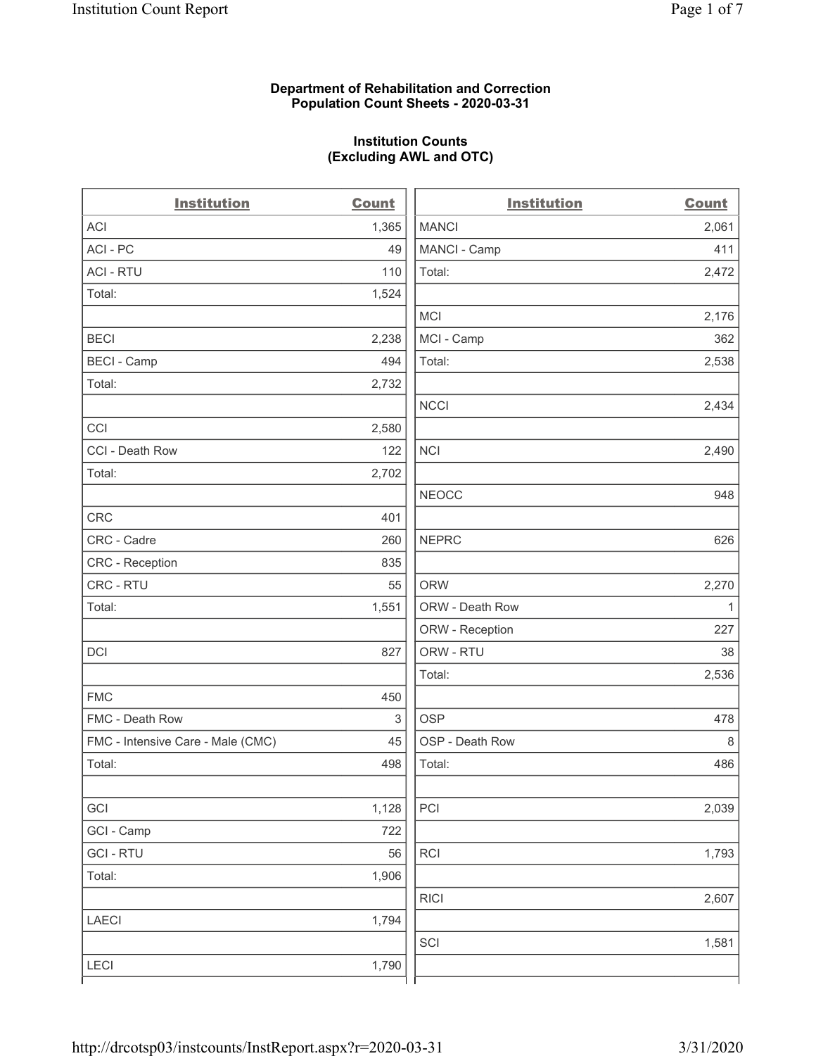**Department of Rehabilitation and Correction**
**Population Count Sheets - 2020-03-31**

**Institution Counts**
**(Excluding AWL and OTC)**

| Institution | Count | Institution | Count |
|---|---|---|---|
| ACI | 1,365 | MANCI | 2,061 |
| ACI - PC | 49 | MANCI - Camp | 411 |
| ACI - RTU | 110 | Total: | 2,472 |
| Total: | 1,524 | | |
| | | MCI | 2,176 |
| BECI | 2,238 | MCI - Camp | 362 |
| BECI - Camp | 494 | Total: | 2,538 |
| Total: | 2,732 | | |
| | | NCCI | 2,434 |
| CCI | 2,580 | | |
| CCI - Death Row | 122 | NCI | 2,490 |
| Total: | 2,702 | | |
| | | NEOCC | 948 |
| CRC | 401 | | |
| CRC - Cadre | 260 | NEPRC | 626 |
| CRC - Reception | 835 | | |
| CRC - RTU | 55 | ORW | 2,270 |
| Total: | 1,551 | ORW - Death Row | 1 |
| | | ORW - Reception | 227 |
| DCI | 827 | ORW - RTU | 38 |
| | | Total: | 2,536 |
| FMC | 450 | | |
| FMC - Death Row | 3 | OSP | 478 |
| FMC - Intensive Care - Male (CMC) | 45 | OSP - Death Row | 8 |
| Total: | 498 | Total: | 486 |
| | | | |
| GCI | 1,128 | PCI | 2,039 |
| GCI - Camp | 722 | | |
| GCI - RTU | 56 | RCI | 1,793 |
| Total: | 1,906 | | |
| | | RICI | 2,607 |
| LAECI | 1,794 | | |
| | | SCI | 1,581 |
| LECI | 1,790 | | |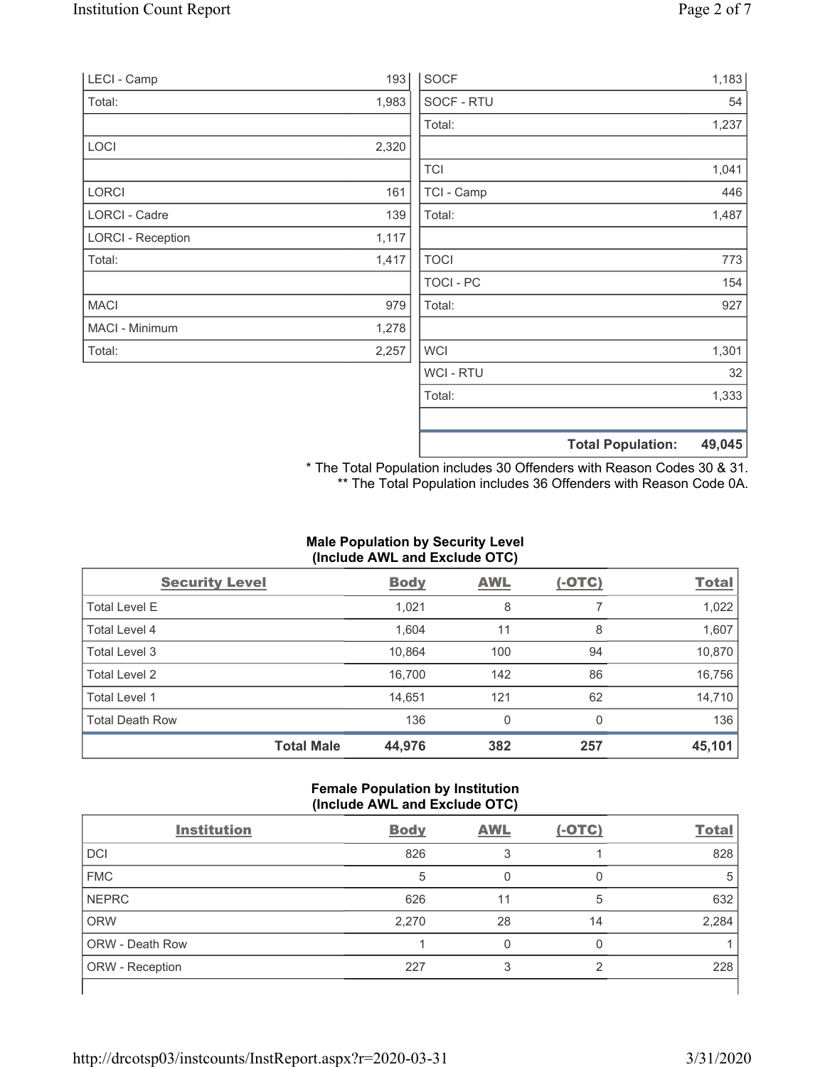| | |
|---|---|
| LECI - Camp | 193 |
| Total: | 1,983 |
| | |
| LOCI | 2,320 |
| | |
| LORCI | 161 |
| LORCI - Cadre | 139 |
| LORCI - Reception | 1,117 |
| Total: | 1,417 |
| | |
| MACI | 979 |
| MACI - Minimum | 1,278 |
| Total: | 2,257 |

| | |
|---|---|
| SOCF | 1,183 |
| SOCF - RTU | 54 |
| Total: | 1,237 |
| | |
| TCI | 1,041 |
| TCI - Camp | 446 |
| Total: | 1,487 |
| | |
| TOCI | 773 |
| TOCI - PC | 154 |
| Total: | 927 |
| | |
| WCI | 1,301 |
| WCI - RTU | 32 |
| Total: | 1,333 |
| | |
| **Total Population:** | **49,045** |

\* The Total Population includes 30 Offenders with Reason Codes 30 & 31.
\*\* The Total Population includes 36 Offenders with Reason Code 0A.

**Male Population by Security Level (Include AWL and Exclude OTC)**

| Security Level | Body | AWL | (-OTC) | Total |
|---|---|---|---|---|
| Total Level E | 1,021 | 8 | 7 | 1,022 |
| Total Level 4 | 1,604 | 11 | 8 | 1,607 |
| Total Level 3 | 10,864 | 100 | 94 | 10,870 |
| Total Level 2 | 16,700 | 142 | 86 | 16,756 |
| Total Level 1 | 14,651 | 121 | 62 | 14,710 |
| Total Death Row | 136 | 0 | 0 | 136 |
| **Total Male** | **44,976** | **382** | **257** | **45,101** |

**Female Population by Institution (Include AWL and Exclude OTC)**

| Institution | Body | AWL | (-OTC) | Total |
|---|---|---|---|---|
| DCI | 826 | 3 | 1 | 828 |
| FMC | 5 | 0 | 0 | 5 |
| NEPRC | 626 | 11 | 5 | 632 |
| ORW | 2,270 | 28 | 14 | 2,284 |
| ORW - Death Row | 1 | 0 | 0 | 1 |
| ORW - Reception | 227 | 3 | 2 | 228 |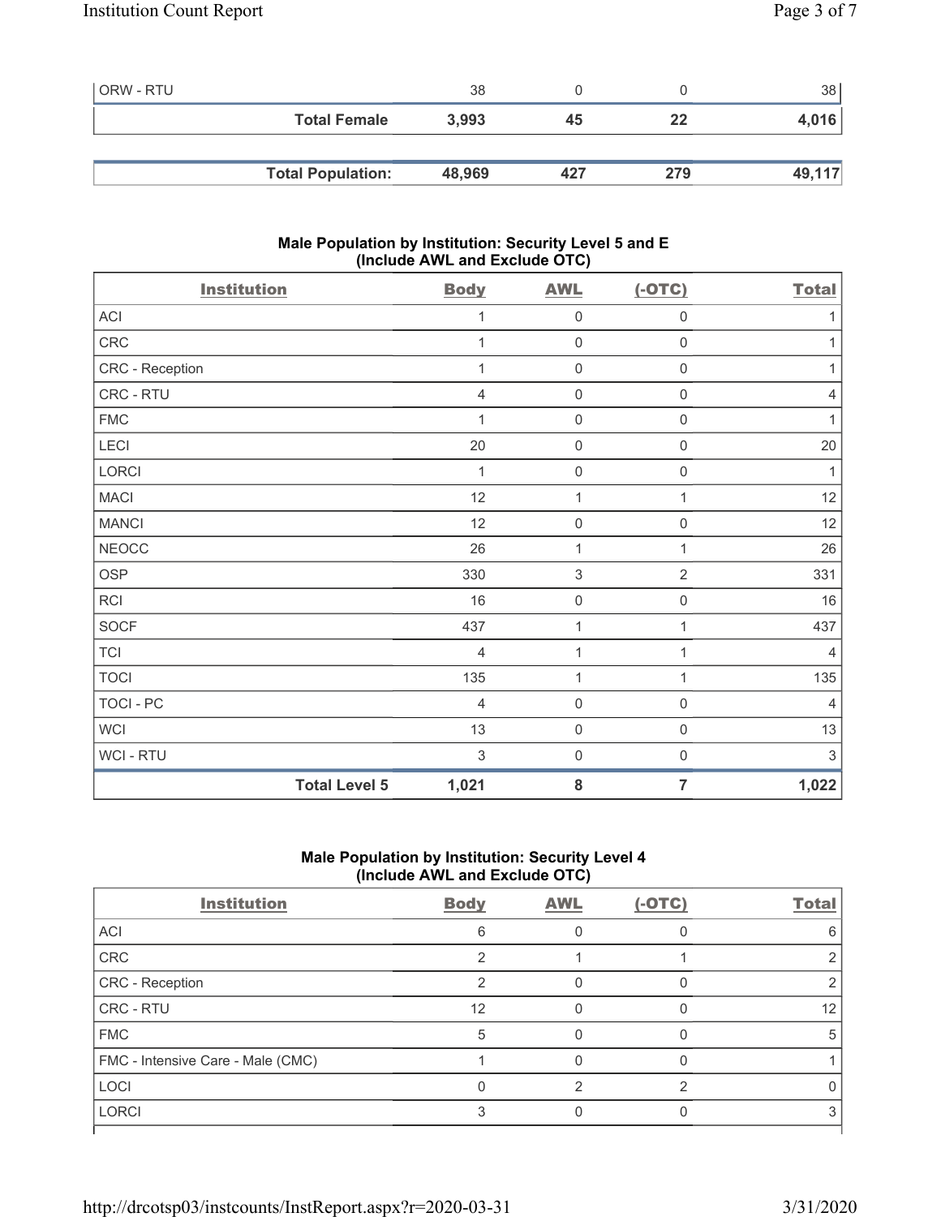| | Body | AWL | (-OTC) | Total |
|---|---|---|---|---|
| ORW - RTU | 38 | 0 | 0 | 38 |
| **Total Female** | **3,993** | **45** | **22** | **4,016** |

| | Body | AWL | (-OTC) | Total |
|---|---|---|---|---|
| **Total Population:** | **48,969** | **427** | **279** | **49,117** |

### Male Population by Institution: Security Level 5 and E (Include AWL and Exclude OTC)

| Institution | Body | AWL | (-OTC) | Total |
|---|---|---|---|---|
| ACI | 1 | 0 | 0 | 1 |
| CRC | 1 | 0 | 0 | 1 |
| CRC - Reception | 1 | 0 | 0 | 1 |
| CRC - RTU | 4 | 0 | 0 | 4 |
| FMC | 1 | 0 | 0 | 1 |
| LECI | 20 | 0 | 0 | 20 |
| LORCI | 1 | 0 | 0 | 1 |
| MACI | 12 | 1 | 1 | 12 |
| MANCI | 12 | 0 | 0 | 12 |
| NEOCC | 26 | 1 | 1 | 26 |
| OSP | 330 | 3 | 2 | 331 |
| RCI | 16 | 0 | 0 | 16 |
| SOCF | 437 | 1 | 1 | 437 |
| TCI | 4 | 1 | 1 | 4 |
| TOCI | 135 | 1 | 1 | 135 |
| TOCI - PC | 4 | 0 | 0 | 4 |
| WCI | 13 | 0 | 0 | 13 |
| WCI - RTU | 3 | 0 | 0 | 3 |
| **Total Level 5** | **1,021** | **8** | **7** | **1,022** |

### Male Population by Institution: Security Level 4 (Include AWL and Exclude OTC)

| Institution | Body | AWL | (-OTC) | Total |
|---|---|---|---|---|
| ACI | 6 | 0 | 0 | 6 |
| CRC | 2 | 1 | 1 | 2 |
| CRC - Reception | 2 | 0 | 0 | 2 |
| CRC - RTU | 12 | 0 | 0 | 12 |
| FMC | 5 | 0 | 0 | 5 |
| FMC - Intensive Care - Male (CMC) | 1 | 0 | 0 | 1 |
| LOCI | 0 | 2 | 2 | 0 |
| LORCI | 3 | 0 | 0 | 3 |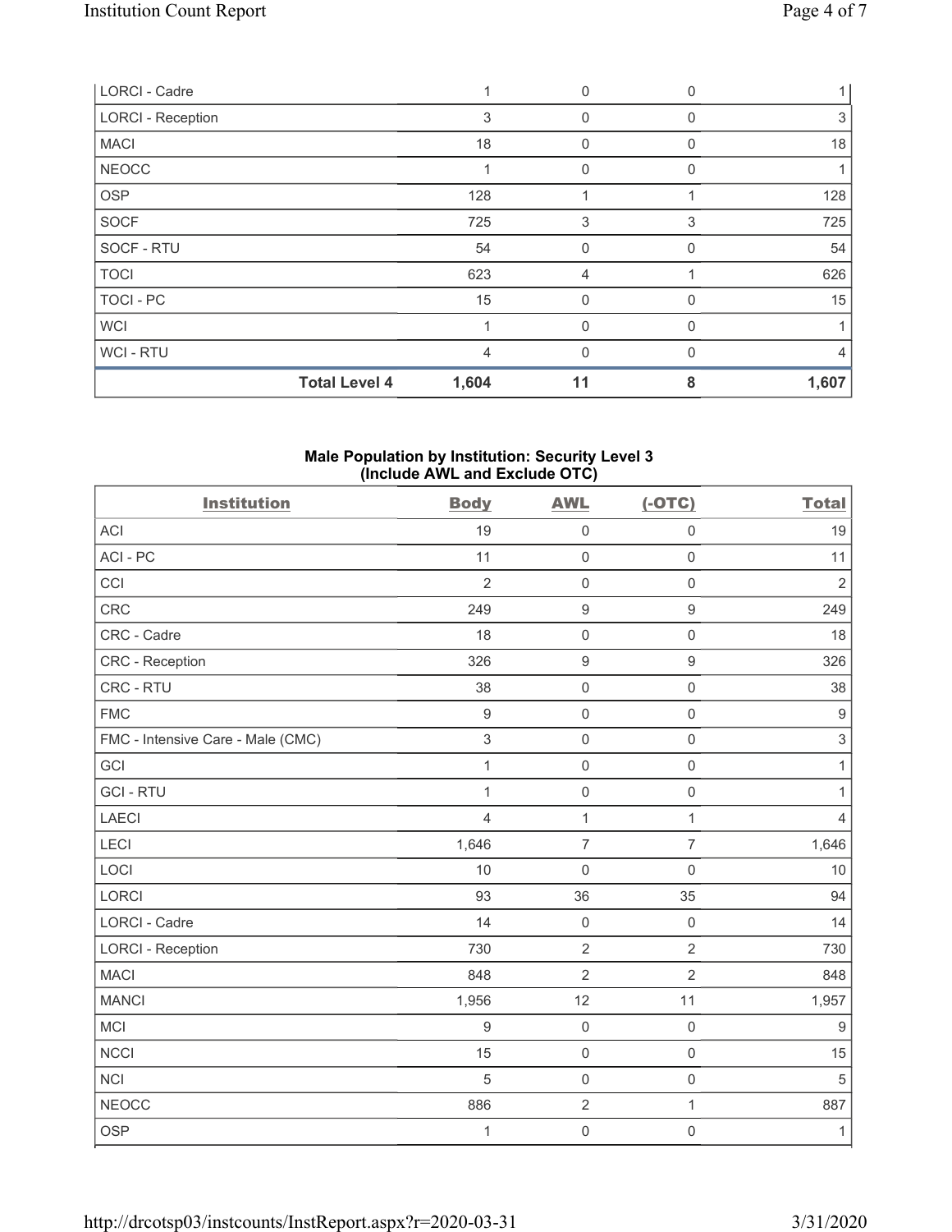| | Body | AWL | (-OTC) | Total |
|---|---|---|---|---|
| LORCI - Cadre | 1 | 0 | 0 | 1 |
| LORCI - Reception | 3 | 0 | 0 | 3 |
| MACI | 18 | 0 | 0 | 18 |
| NEOCC | 1 | 0 | 0 | 1 |
| OSP | 128 | 1 | 1 | 128 |
| SOCF | 725 | 3 | 3 | 725 |
| SOCF - RTU | 54 | 0 | 0 | 54 |
| TOCI | 623 | 4 | 1 | 626 |
| TOCI - PC | 15 | 0 | 0 | 15 |
| WCI | 1 | 0 | 0 | 1 |
| WCI - RTU | 4 | 0 | 0 | 4 |
| **Total Level 4** | **1,604** | **11** | **8** | **1,607** |

## Male Population by Institution: Security Level 3 (Include AWL and Exclude OTC)

| Institution | Body | AWL | (-OTC) | Total |
|---|---|---|---|---|
| ACI | 19 | 0 | 0 | 19 |
| ACI - PC | 11 | 0 | 0 | 11 |
| CCI | 2 | 0 | 0 | 2 |
| CRC | 249 | 9 | 9 | 249 |
| CRC - Cadre | 18 | 0 | 0 | 18 |
| CRC - Reception | 326 | 9 | 9 | 326 |
| CRC - RTU | 38 | 0 | 0 | 38 |
| FMC | 9 | 0 | 0 | 9 |
| FMC - Intensive Care - Male (CMC) | 3 | 0 | 0 | 3 |
| GCI | 1 | 0 | 0 | 1 |
| GCI - RTU | 1 | 0 | 0 | 1 |
| LAECI | 4 | 1 | 1 | 4 |
| LECI | 1,646 | 7 | 7 | 1,646 |
| LOCI | 10 | 0 | 0 | 10 |
| LORCI | 93 | 36 | 35 | 94 |
| LORCI - Cadre | 14 | 0 | 0 | 14 |
| LORCI - Reception | 730 | 2 | 2 | 730 |
| MACI | 848 | 2 | 2 | 848 |
| MANCI | 1,956 | 12 | 11 | 1,957 |
| MCI | 9 | 0 | 0 | 9 |
| NCCI | 15 | 0 | 0 | 15 |
| NCI | 5 | 0 | 0 | 5 |
| NEOCC | 886 | 2 | 1 | 887 |
| OSP | 1 | 0 | 0 | 1 |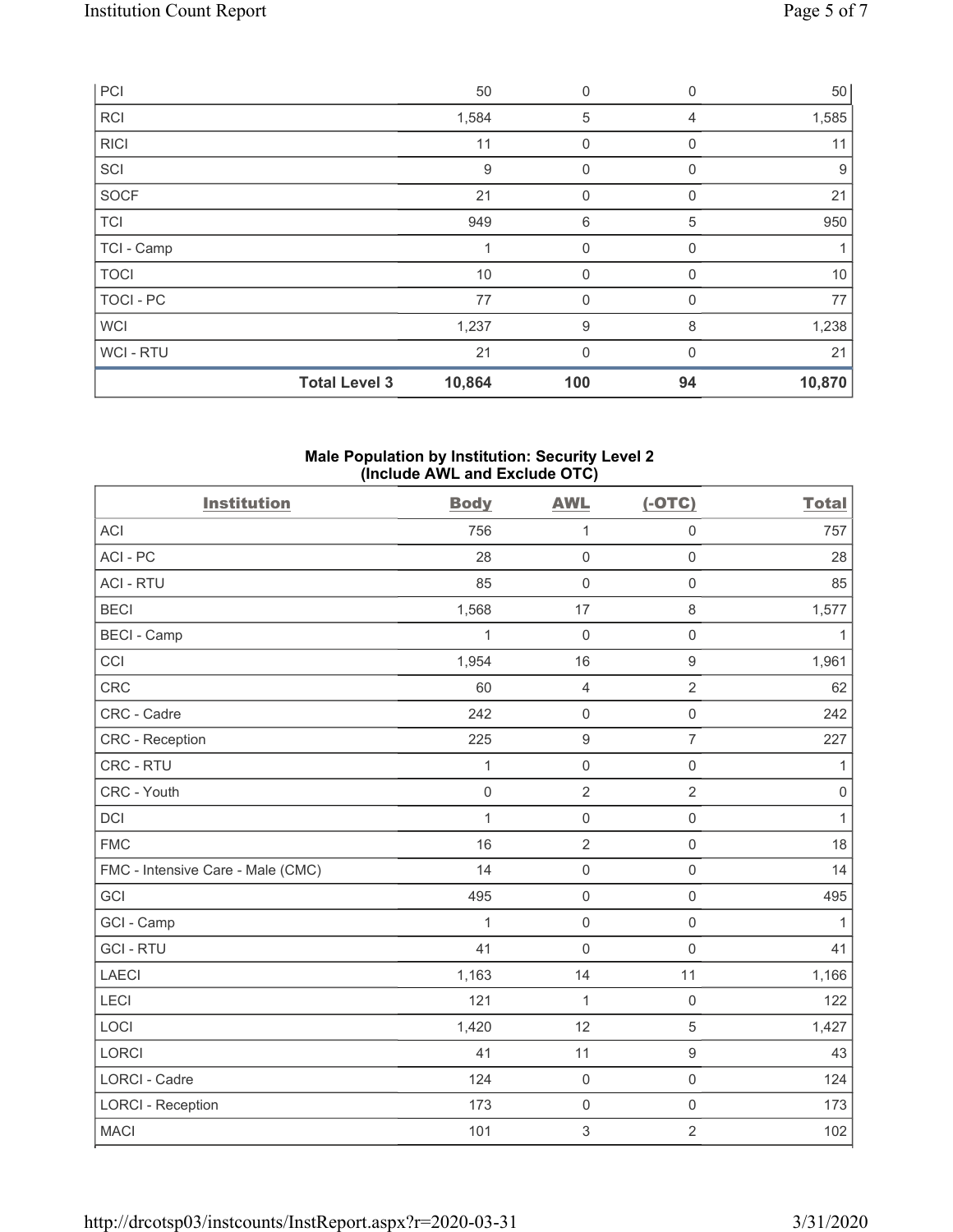| PCI | | 50 | 0 | 0 | 50 |
|---|---|---|---|---|---|
| RCI | | 1,584 | 5 | 4 | 1,585 |
| RICI | | 11 | 0 | 0 | 11 |
| SCI | | 9 | 0 | 0 | 9 |
| SOCF | | 21 | 0 | 0 | 21 |
| TCI | | 949 | 6 | 5 | 950 |
| TCI - Camp | | 1 | 0 | 0 | 1 |
| TOCI | | 10 | 0 | 0 | 10 |
| TOCI - PC | | 77 | 0 | 0 | 77 |
| WCI | | 1,237 | 9 | 8 | 1,238 |
| WCI - RTU | | 21 | 0 | 0 | 21 |
| | **Total Level 3** | **10,864** | **100** | **94** | **10,870** |

### Male Population by Institution: Security Level 2 (Include AWL and Exclude OTC)

| Institution | Body | AWL | (-OTC) | Total |
|---|---|---|---|---|
| ACI | 756 | 1 | 0 | 757 |
| ACI - PC | 28 | 0 | 0 | 28 |
| ACI - RTU | 85 | 0 | 0 | 85 |
| BECI | 1,568 | 17 | 8 | 1,577 |
| BECI - Camp | 1 | 0 | 0 | 1 |
| CCI | 1,954 | 16 | 9 | 1,961 |
| CRC | 60 | 4 | 2 | 62 |
| CRC - Cadre | 242 | 0 | 0 | 242 |
| CRC - Reception | 225 | 9 | 7 | 227 |
| CRC - RTU | 1 | 0 | 0 | 1 |
| CRC - Youth | 0 | 2 | 2 | 0 |
| DCI | 1 | 0 | 0 | 1 |
| FMC | 16 | 2 | 0 | 18 |
| FMC - Intensive Care - Male (CMC) | 14 | 0 | 0 | 14 |
| GCI | 495 | 0 | 0 | 495 |
| GCI - Camp | 1 | 0 | 0 | 1 |
| GCI - RTU | 41 | 0 | 0 | 41 |
| LAECI | 1,163 | 14 | 11 | 1,166 |
| LECI | 121 | 1 | 0 | 122 |
| LOCI | 1,420 | 12 | 5 | 1,427 |
| LORCI | 41 | 11 | 9 | 43 |
| LORCI - Cadre | 124 | 0 | 0 | 124 |
| LORCI - Reception | 173 | 0 | 0 | 173 |
| MACI | 101 | 3 | 2 | 102 |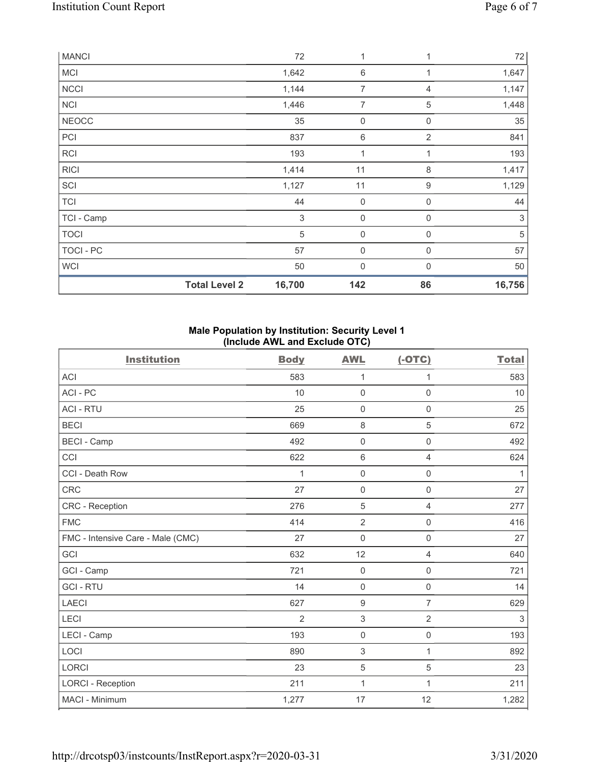| MANCI | | 72 | 1 | 1 | 72 |
|---|---|---|---|---|---|
| MCI | | 1,642 | 6 | 1 | 1,647 |
| NCCI | | 1,144 | 7 | 4 | 1,147 |
| NCI | | 1,446 | 7 | 5 | 1,448 |
| NEOCC | | 35 | 0 | 0 | 35 |
| PCI | | 837 | 6 | 2 | 841 |
| RCI | | 193 | 1 | 1 | 193 |
| RICI | | 1,414 | 11 | 8 | 1,417 |
| SCI | | 1,127 | 11 | 9 | 1,129 |
| TCI | | 44 | 0 | 0 | 44 |
| TCI - Camp | | 3 | 0 | 0 | 3 |
| TOCI | | 5 | 0 | 0 | 5 |
| TOCI - PC | | 57 | 0 | 0 | 57 |
| WCI | | 50 | 0 | 0 | 50 |
| | **Total Level 2** | **16,700** | **142** | **86** | **16,756** |

**Male Population by Institution: Security Level 1 (Include AWL and Exclude OTC)**

| Institution | Body | AWL | (-OTC) | Total |
|---|---|---|---|---|
| ACI | 583 | 1 | 1 | 583 |
| ACI - PC | 10 | 0 | 0 | 10 |
| ACI - RTU | 25 | 0 | 0 | 25 |
| BECI | 669 | 8 | 5 | 672 |
| BECI - Camp | 492 | 0 | 0 | 492 |
| CCI | 622 | 6 | 4 | 624 |
| CCI - Death Row | 1 | 0 | 0 | 1 |
| CRC | 27 | 0 | 0 | 27 |
| CRC - Reception | 276 | 5 | 4 | 277 |
| FMC | 414 | 2 | 0 | 416 |
| FMC - Intensive Care - Male (CMC) | 27 | 0 | 0 | 27 |
| GCI | 632 | 12 | 4 | 640 |
| GCI - Camp | 721 | 0 | 0 | 721 |
| GCI - RTU | 14 | 0 | 0 | 14 |
| LAECI | 627 | 9 | 7 | 629 |
| LECI | 2 | 3 | 2 | 3 |
| LECI - Camp | 193 | 0 | 0 | 193 |
| LOCI | 890 | 3 | 1 | 892 |
| LORCI | 23 | 5 | 5 | 23 |
| LORCI - Reception | 211 | 1 | 1 | 211 |
| MACI - Minimum | 1,277 | 17 | 12 | 1,282 |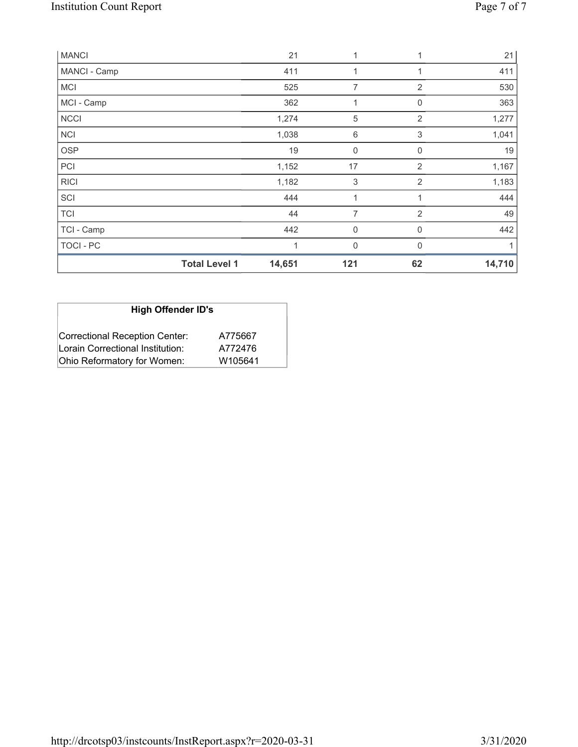| | | | | |
|---|---|---|---|---|
| MANCI | 21 | 1 | 1 | 21 |
| MANCI - Camp | 411 | 1 | 1 | 411 |
| MCI | 525 | 7 | 2 | 530 |
| MCI - Camp | 362 | 1 | 0 | 363 |
| NCCI | 1,274 | 5 | 2 | 1,277 |
| NCI | 1,038 | 6 | 3 | 1,041 |
| OSP | 19 | 0 | 0 | 19 |
| PCI | 1,152 | 17 | 2 | 1,167 |
| RICI | 1,182 | 3 | 2 | 1,183 |
| SCI | 444 | 1 | 1 | 444 |
| TCI | 44 | 7 | 2 | 49 |
| TCI - Camp | 442 | 0 | 0 | 442 |
| TOCI - PC | 1 | 0 | 0 | 1 |
| **Total Level 1** | **14,651** | **121** | **62** | **14,710** |

| **High Offender ID's** | |
|---|---|
| Correctional Reception Center: | A775667 |
| Lorain Correctional Institution: | A772476 |
| Ohio Reformatory for Women: | W105641 |